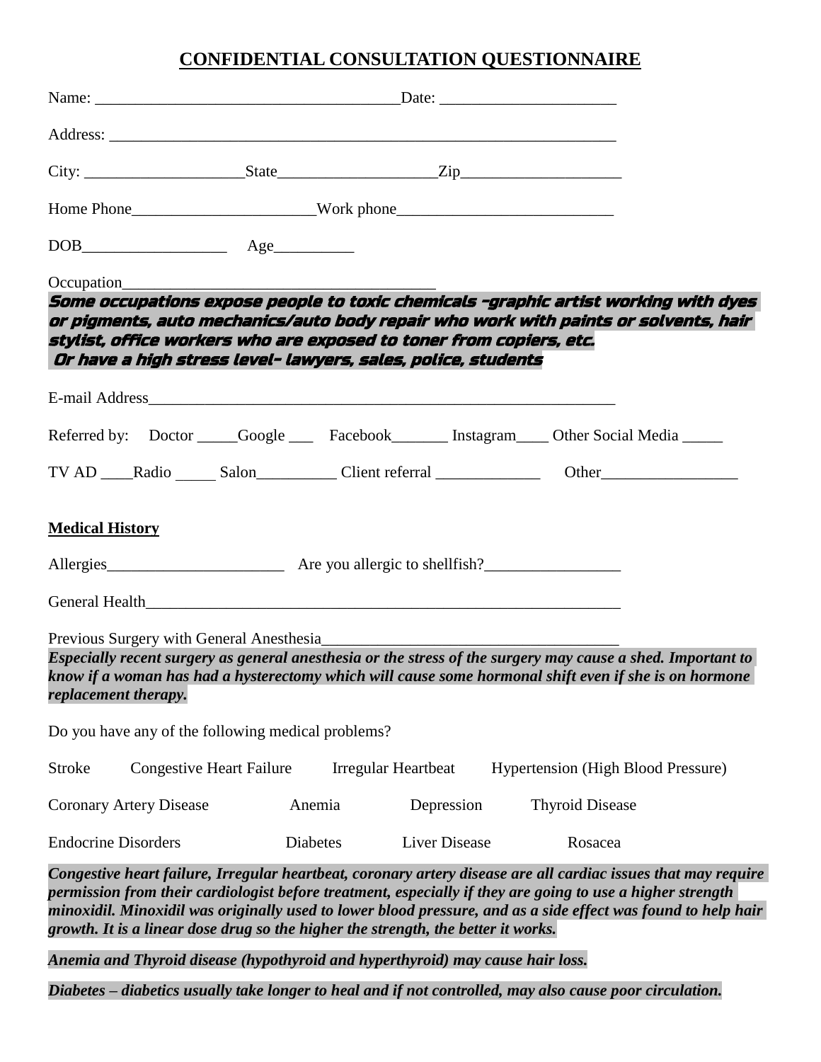# CONFIDENTIAL CONSULTATION QUESTIONNAIRE

Name: ______________________________________Date: ______________________

Address: _______________________________________________________________

City: ____________________State____________________Zip____________________

Home Phone_______________________Work phone___________________________

DOB__________________ Age__________

Occupation_______________________________________

***Some occupations expose people to toxic chemicals –graphic artist working with dyes or pigments, auto mechanics/auto body repair who work with paints or solvents, hair stylist, office workers who are exposed to toner from copiers, etc.***
***Or have a high stress level– lawyers, sales, police, students***

E-mail Address___________________________________________________________

Referred by: Doctor _____Google ___ Facebook_______ Instagram____ Other Social Media _____

TV AD ____Radio _____ Salon__________ Client referral _____________ Other_________________

**Medical History**

Allergies______________________ Are you allergic to shellfish?_________________

General Health___________________________________________________________

Previous Surgery with General Anesthesia_____________________________________

***Especially recent surgery as general anesthesia or the stress of the surgery may cause a shed. Important to know if a woman has had a hysterectomy which will cause some hormonal shift even if she is on hormone replacement therapy.***

Do you have any of the following medical problems?

Stroke Congestive Heart Failure Irregular Heartbeat Hypertension (High Blood Pressure)

Coronary Artery Disease Anemia Depression Thyroid Disease

Endocrine Disorders Diabetes Liver Disease Rosacea

***Congestive heart failure, Irregular heartbeat, coronary artery disease are all cardiac issues that may require permission from their cardiologist before treatment, especially if they are going to use a higher strength minoxidil. Minoxidil was originally used to lower blood pressure, and as a side effect was found to help hair growth. It is a linear dose drug so the higher the strength, the better it works.***

***Anemia and Thyroid disease (hypothyroid and hyperthyroid) may cause hair loss.***

***Diabetes – diabetics usually take longer to heal and if not controlled, may also cause poor circulation.***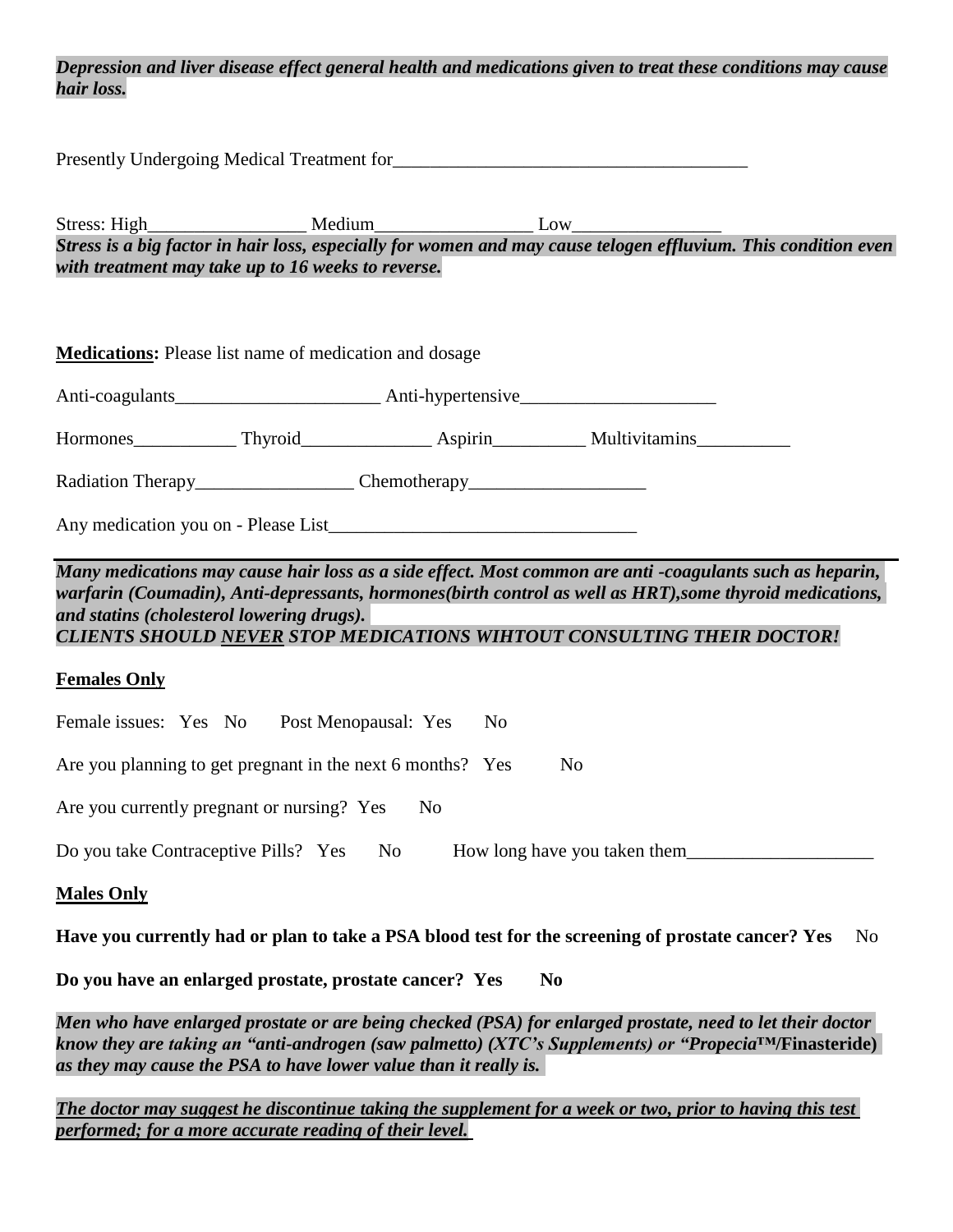***Depression and liver disease effect general health and medications given to treat these conditions may cause hair loss.***

Presently Undergoing Medical Treatment for\_\_\_\_\_\_\_\_\_\_\_\_\_\_\_\_\_\_\_\_\_\_\_\_\_\_\_\_\_\_\_\_\_\_\_\_\_\_

Stress: High\_\_\_\_\_\_\_\_\_\_\_\_\_\_\_\_\_ Medium\_\_\_\_\_\_\_\_\_\_\_\_\_\_\_\_\_ Low\_\_\_\_\_\_\_\_\_\_\_\_\_\_\_\_

***Stress is a big factor in hair loss, especially for women and may cause telogen effluvium. This condition even with treatment may take up to 16 weeks to reverse.***

**Medications:** Please list name of medication and dosage

Anti-coagulants\_\_\_\_\_\_\_\_\_\_\_\_\_\_\_\_\_\_\_\_\_\_ Anti-hypertensive\_\_\_\_\_\_\_\_\_\_\_\_\_\_\_\_\_\_\_\_\_

Hormones\_\_\_\_\_\_\_\_\_\_\_ Thyroid\_\_\_\_\_\_\_\_\_\_\_\_\_\_ Aspirin\_\_\_\_\_\_\_\_\_\_ Multivitamins\_\_\_\_\_\_\_\_\_\_

Radiation Therapy\_\_\_\_\_\_\_\_\_\_\_\_\_\_\_\_\_ Chemotherapy\_\_\_\_\_\_\_\_\_\_\_\_\_\_\_\_\_\_\_

Any medication you on - Please List\_\_\_\_\_\_\_\_\_\_\_\_\_\_\_\_\_\_\_\_\_\_\_\_\_\_\_\_\_\_\_\_\_

***Many medications may cause hair loss as a side effect. Most common are anti -coagulants such as heparin, warfarin (Coumadin), Anti-depressants, hormones(birth control as well as HRT),some thyroid medications, and statins (cholesterol lowering drugs).***
***CLIENTS SHOULD NEVER STOP MEDICATIONS WIHTOUT CONSULTING THEIR DOCTOR!***

**Females Only**

Female issues: Yes No Post Menopausal: Yes No

Are you planning to get pregnant in the next 6 months? Yes No

Are you currently pregnant or nursing? Yes No

Do you take Contraceptive Pills? Yes No How long have you taken them\_\_\_\_\_\_\_\_\_\_\_\_\_\_\_\_\_\_\_\_

**Males Only**

**Have you currently had or plan to take a PSA blood test for the screening of prostate cancer? Yes** No

**Do you have an enlarged prostate, prostate cancer? Yes No**

***Men who have enlarged prostate or are being checked (PSA) for enlarged prostate, need to let their doctor know they are taking an "anti-androgen (saw palmetto) (XTC's Supplements) or "Propecia™/Finasteride) as they may cause the PSA to have lower value than it really is.***

***The doctor may suggest he discontinue taking the supplement for a week or two, prior to having this test performed; for a more accurate reading of their level.***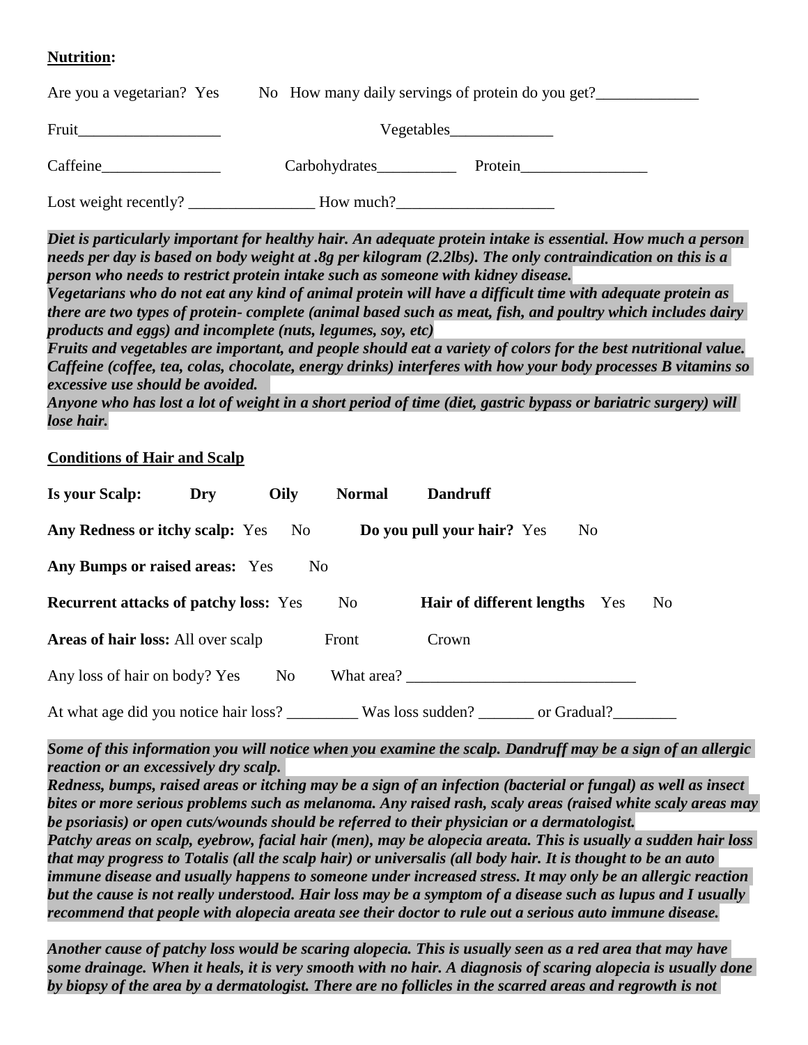**Nutrition:**

Are you a vegetarian? Yes No How many daily servings of protein do you get?_____________

Fruit__________________ Vegetables_____________

Caffeine_______________ Carbohydrates__________ Protein________________

Lost weight recently? ________________ How much?____________________

***Diet is particularly important for healthy hair. An adequate protein intake is essential. How much a person needs per day is based on body weight at .8g per kilogram (2.2lbs). The only contraindication on this is a person who needs to restrict protein intake such as someone with kidney disease.***
***Vegetarians who do not eat any kind of animal protein will have a difficult time with adequate protein as there are two types of protein- complete (animal based such as meat, fish, and poultry which includes dairy products and eggs) and incomplete (nuts, legumes, soy, etc)***
***Fruits and vegetables are important, and people should eat a variety of colors for the best nutritional value.***
***Caffeine (coffee, tea, colas, chocolate, energy drinks) interferes with how your body processes B vitamins so excessive use should be avoided.***
***Anyone who has lost a lot of weight in a short period of time (diet, gastric bypass or bariatric surgery) will lose hair.***

**Conditions of Hair and Scalp**

**Is your Scalp: Dry Oily Normal Dandruff**

**Any Redness or itchy scalp:** Yes No **Do you pull your hair?** Yes No

**Any Bumps or raised areas:** Yes No

**Recurrent attacks of patchy loss:** Yes No **Hair of different lengths** Yes No

**Areas of hair loss:** All over scalp Front Crown

Any loss of hair on body? Yes No What area? _____________________________

At what age did you notice hair loss? _________ Was loss sudden? _______ or Gradual?________

***Some of this information you will notice when you examine the scalp. Dandruff may be a sign of an allergic reaction or an excessively dry scalp.***
***Redness, bumps, raised areas or itching may be a sign of an infection (bacterial or fungal) as well as insect bites or more serious problems such as melanoma. Any raised rash, scaly areas (raised white scaly areas may be psoriasis) or open cuts/wounds should be referred to their physician or a dermatologist.***
***Patchy areas on scalp, eyebrow, facial hair (men), may be alopecia areata. This is usually a sudden hair loss that may progress to Totalis (all the scalp hair) or universalis (all body hair. It is thought to be an auto immune disease and usually happens to someone under increased stress. It may only be an allergic reaction but the cause is not really understood. Hair loss may be a symptom of a disease such as lupus and I usually recommend that people with alopecia areata see their doctor to rule out a serious auto immune disease.***

***Another cause of patchy loss would be scaring alopecia. This is usually seen as a red area that may have some drainage. When it heals, it is very smooth with no hair. A diagnosis of scaring alopecia is usually done by biopsy of the area by a dermatologist. There are no follicles in the scarred areas and regrowth is not***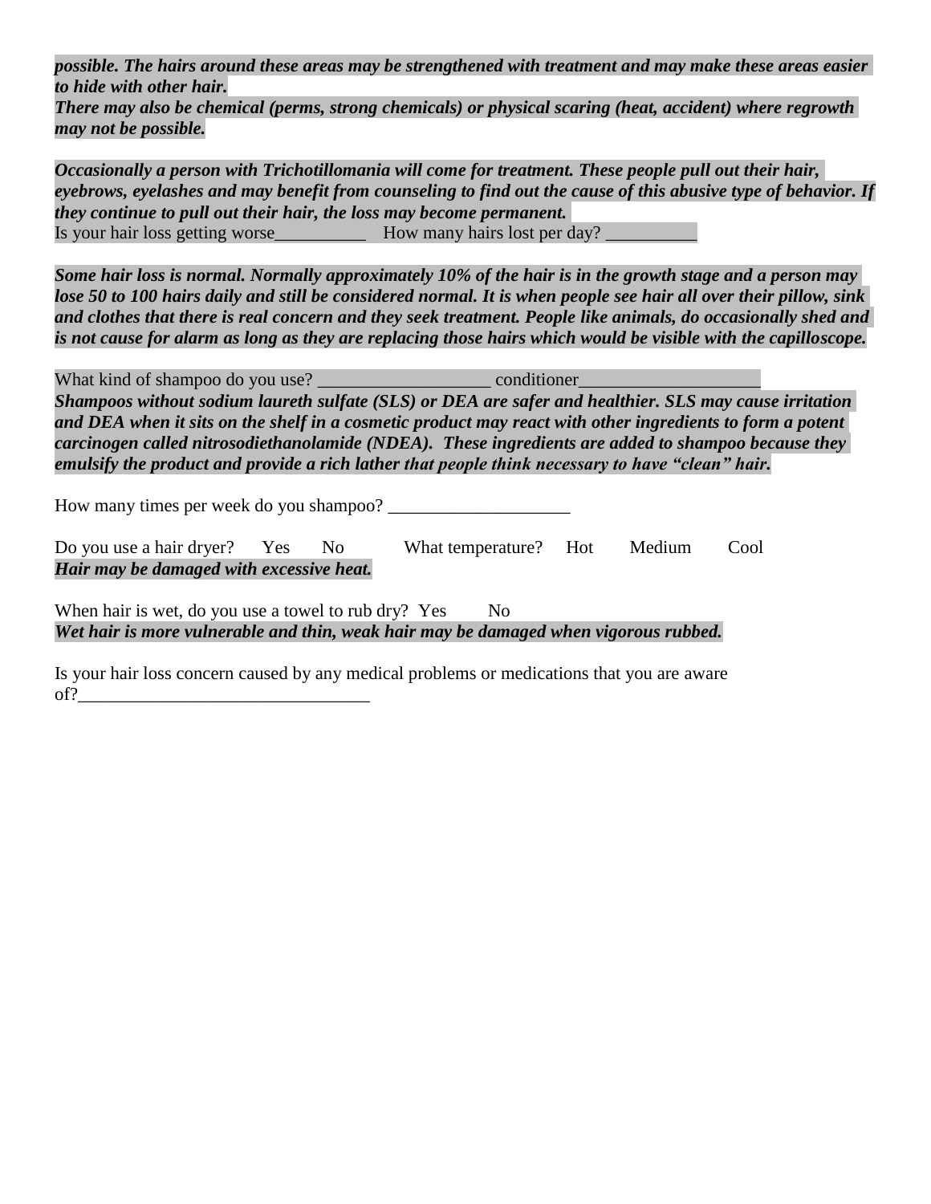***possible. The hairs around these areas may be strengthened with treatment and may make these areas easier to hide with other hair.***
***There may also be chemical (perms, strong chemicals) or physical scaring (heat, accident) where regrowth may not be possible.***

***Occasionally a person with Trichotillomania will come for treatment. These people pull out their hair, eyebrows, eyelashes and may benefit from counseling to find out the cause of this abusive type of behavior. If they continue to pull out their hair, the loss may become permanent.***
Is your hair loss getting worse__________ How many hairs lost per day? __________

***Some hair loss is normal. Normally approximately 10% of the hair is in the growth stage and a person may lose 50 to 100 hairs daily and still be considered normal. It is when people see hair all over their pillow, sink and clothes that there is real concern and they seek treatment. People like animals, do occasionally shed and is not cause for alarm as long as they are replacing those hairs which would be visible with the capilloscope.***

What kind of shampoo do you use? ___________________ conditioner____________________
***Shampoos without sodium laureth sulfate (SLS) or DEA are safer and healthier. SLS may cause irritation and DEA when it sits on the shelf in a cosmetic product may react with other ingredients to form a potent carcinogen called nitrosodiethanolamide (NDEA). These ingredients are added to shampoo because they emulsify the product and provide a rich lather that people think necessary to have "clean" hair.***

How many times per week do you shampoo? ____________________

Do you use a hair dryer? Yes No What temperature? Hot Medium Cool
***Hair may be damaged with excessive heat.***

When hair is wet, do you use a towel to rub dry? Yes No
***Wet hair is more vulnerable and thin, weak hair may be damaged when vigorous rubbed.***

Is your hair loss concern caused by any medical problems or medications that you are aware of?________________________________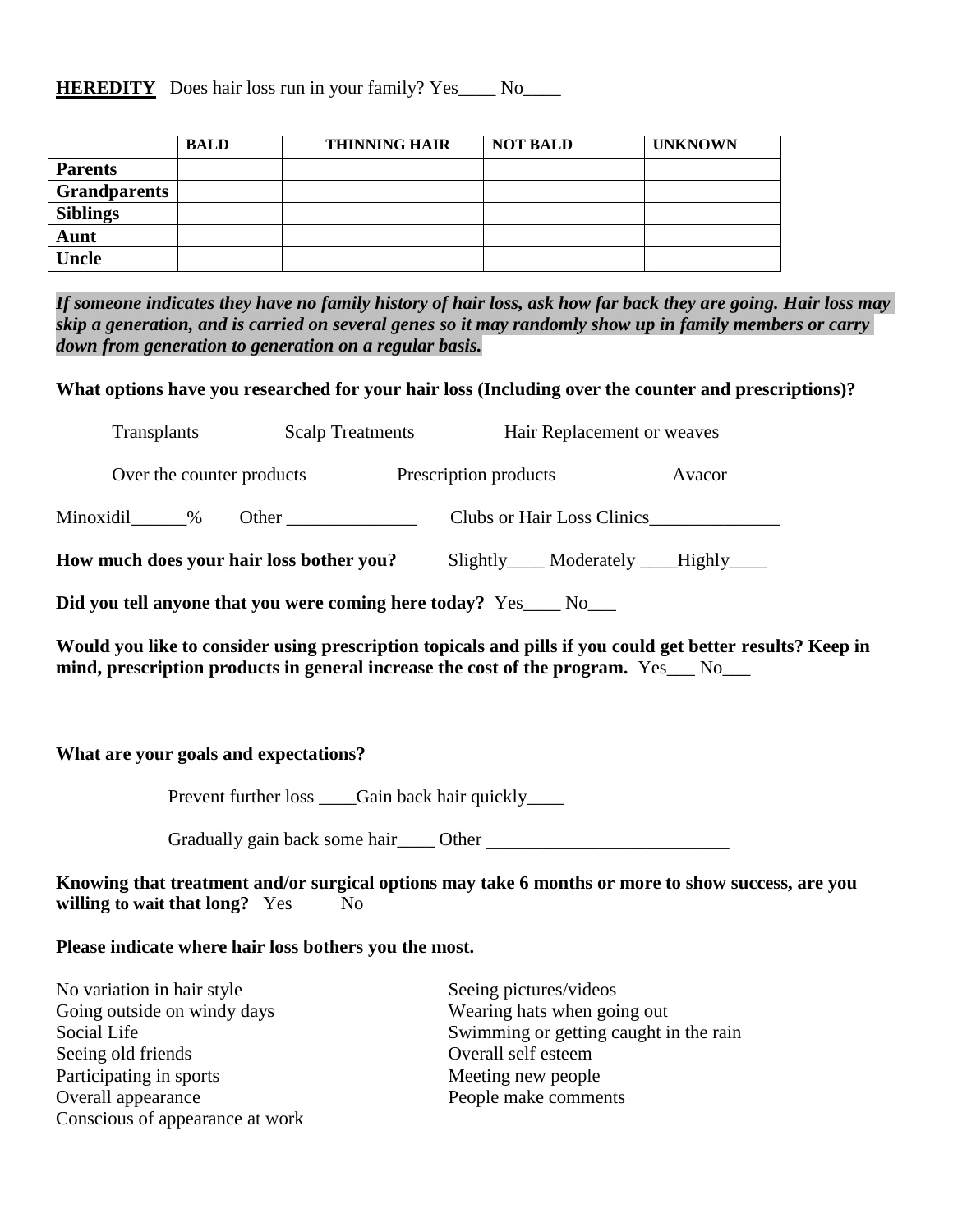**HEREDITY** Does hair loss run in your family? Yes____ No____

| | BALD | THINNING HAIR | NOT BALD | UNKNOWN |
|---|---|---|---|---|
| **Parents** | | | | |
| **Grandparents** | | | | |
| **Siblings** | | | | |
| **Aunt** | | | | |
| **Uncle** | | | | |

***If someone indicates they have no family history of hair loss, ask how far back they are going. Hair loss may skip a generation, and is carried on several genes so it may randomly show up in family members or carry down from generation to generation on a regular basis.***

**What options have you researched for your hair loss (Including over the counter and prescriptions)?**

Transplants  Scalp Treatments  Hair Replacement or weaves

Over the counter products  Prescription products  Avacor

Minoxidil______%  Other ______________  Clubs or Hair Loss Clinics______________

**How much does your hair loss bother you?** Slightly____ Moderately ____Highly____

**Did you tell anyone that you were coming here today?** Yes____ No___

**Would you like to consider using prescription topicals and pills if you could get better results? Keep in mind, prescription products in general increase the cost of the program.** Yes___ No___

**What are your goals and expectations?**

Prevent further loss ____Gain back hair quickly____

Gradually gain back some hair____ Other __________________________

**Knowing that treatment and/or surgical options may take 6 months or more to show success, are you willing to wait that long?** Yes No

**Please indicate where hair loss bothers you the most.**

No variation in hair style
Going outside on windy days
Social Life
Seeing old friends
Participating in sports
Overall appearance
Conscious of appearance at work
Seeing pictures/videos
Wearing hats when going out
Swimming or getting caught in the rain
Overall self esteem
Meeting new people
People make comments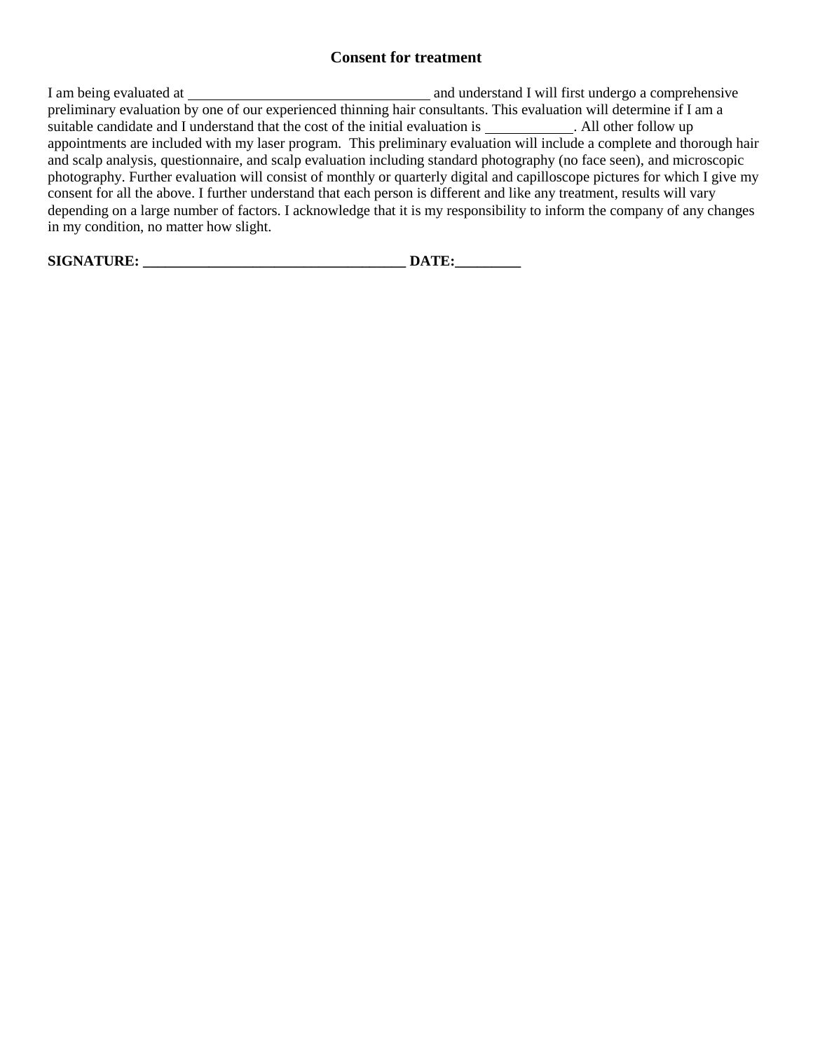### Consent for treatment

I am being evaluated at ________________________________ and understand I will first undergo a comprehensive preliminary evaluation by one of our experienced thinning hair consultants. This evaluation will determine if I am a suitable candidate and I understand that the cost of the initial evaluation is ___________. All other follow up appointments are included with my laser program. This preliminary evaluation will include a complete and thorough hair and scalp analysis, questionnaire, and scalp evaluation including standard photography (no face seen), and microscopic photography. Further evaluation will consist of monthly or quarterly digital and capilloscope pictures for which I give my consent for all the above. I further understand that each person is different and like any treatment, results will vary depending on a large number of factors. I acknowledge that it is my responsibility to inform the company of any changes in my condition, no matter how slight.

**SIGNATURE: ___________________________________ DATE:_________**